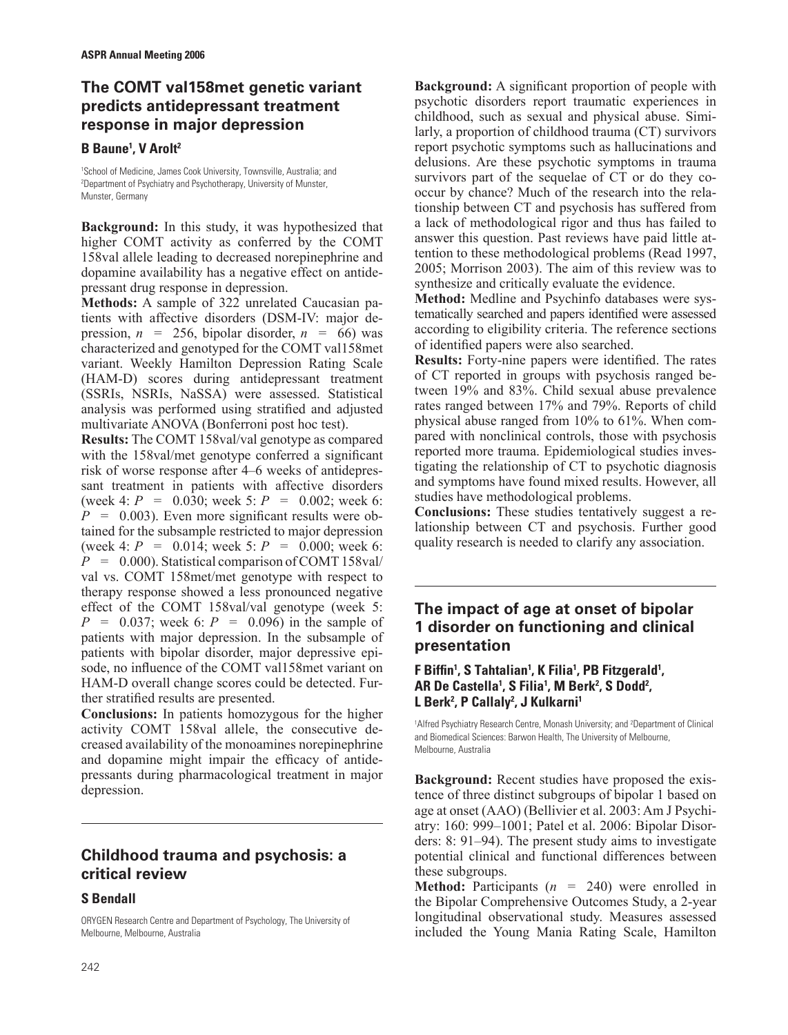## The COMT val158met genetic variant predicts antidepressant treatment response in major depression

**B Baune[1], V Arolt[2]**

[1]School of Medicine, James Cook University, Townsville, Australia; and [2]Department of Psychiatry and Psychotherapy, University of Munster, Munster, Germany

**Background:** In this study, it was hypothesized that higher COMT activity as conferred by the COMT 158val allele leading to decreased norepinephrine and dopamine availability has a negative effect on antidepressant drug response in depression.

**Methods:** A sample of 322 unrelated Caucasian patients with affective disorders (DSM-IV: major depression, $n = 256$, bipolar disorder, $n = 66$) was characterized and genotyped for the COMT val158met variant. Weekly Hamilton Depression Rating Scale (HAM-D) scores during antidepressant treatment (SSRIs, NSRIs, NaSSA) were assessed. Statistical analysis was performed using stratified and adjusted multivariate ANOVA (Bonferroni post hoc test).

**Results:** The COMT 158val/val genotype as compared with the 158val/met genotype conferred a significant risk of worse response after 4–6 weeks of antidepressant treatment in patients with affective disorders (week 4: $P = 0.030$; week 5: $P = 0.002$; week 6: $P = 0.003$). Even more significant results were obtained for the subsample restricted to major depression (week 4: $P = 0.014$; week 5: $P = 0.000$; week 6: $P = 0.000$). Statistical comparison of COMT 158val/val vs. COMT 158met/met genotype with respect to therapy response showed a less pronounced negative effect of the COMT 158val/val genotype (week 5: $P = 0.037$; week 6: $P = 0.096$) in the sample of patients with major depression. In the subsample of patients with bipolar disorder, major depressive episode, no influence of the COMT val158met variant on HAM-D overall change scores could be detected. Further stratified results are presented.

**Conclusions:** In patients homozygous for the higher activity COMT 158val allele, the consecutive decreased availability of the monoamines norepinephrine and dopamine might impair the efficacy of antidepressants during pharmacological treatment in major depression.

## Childhood trauma and psychosis: a critical review

**S Bendall**

ORYGEN Research Centre and Department of Psychology, The University of Melbourne, Melbourne, Australia

**Background:** A significant proportion of people with psychotic disorders report traumatic experiences in childhood, such as sexual and physical abuse. Similarly, a proportion of childhood trauma (CT) survivors report psychotic symptoms such as hallucinations and delusions. Are these psychotic symptoms in trauma survivors part of the sequelae of CT or do they co-occur by chance? Much of the research into the relationship between CT and psychosis has suffered from a lack of methodological rigor and thus has failed to answer this question. Past reviews have paid little attention to these methodological problems (Read 1997, 2005; Morrison 2003). The aim of this review was to synthesize and critically evaluate the evidence.

**Method:** Medline and Psychinfo databases were systematically searched and papers identified were assessed according to eligibility criteria. The reference sections of identified papers were also searched.

**Results:** Forty-nine papers were identified. The rates of CT reported in groups with psychosis ranged between 19% and 83%. Child sexual abuse prevalence rates ranged between 17% and 79%. Reports of child physical abuse ranged from 10% to 61%. When compared with nonclinical controls, those with psychosis reported more trauma. Epidemiological studies investigating the relationship of CT to psychotic diagnosis and symptoms have found mixed results. However, all studies have methodological problems.

**Conclusions:** These studies tentatively suggest a relationship between CT and psychosis. Further good quality research is needed to clarify any association.

## The impact of age at onset of bipolar 1 disorder on functioning and clinical presentation

**F Biffin[1], S Tahtalian[1], K Filia[1], PB Fitzgerald[1], AR De Castella[1], S Filia[1], M Berk[2], S Dodd[2], L Berk[2], P Callaly[2], J Kulkarni[1]**

[1]Alfred Psychiatry Research Centre, Monash University; and [2]Department of Clinical and Biomedical Sciences: Barwon Health, The University of Melbourne, Melbourne, Australia

**Background:** Recent studies have proposed the existence of three distinct subgroups of bipolar 1 based on age at onset (AAO) (Bellivier et al. 2003: Am J Psychiatry: 160: 999–1001; Patel et al. 2006: Bipolar Disorders: 8: 91–94). The present study aims to investigate potential clinical and functional differences between these subgroups.

**Method:** Participants ($n = 240$) were enrolled in the Bipolar Comprehensive Outcomes Study, a 2-year longitudinal observational study. Measures assessed included the Young Mania Rating Scale, Hamilton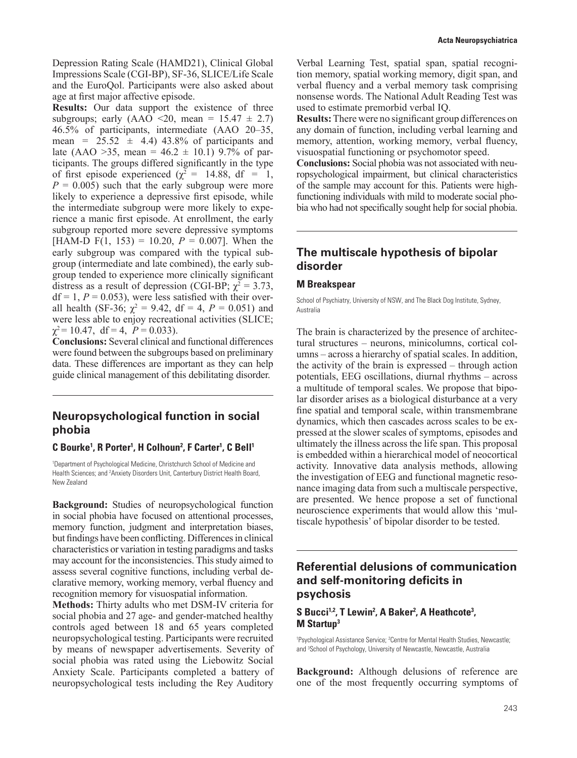Depression Rating Scale (HAMD21), Clinical Global Impressions Scale (CGI-BP), SF-36, SLICE/Life Scale and the EuroQol. Participants were also asked about age at first major affective episode.

**Results:** Our data support the existence of three subgroups; early (AAO <20, mean = 15.47 ± 2.7) 46.5% of participants, intermediate (AAO 20–35, mean = 25.52 ± 4.4) 43.8% of participants and late (AAO >35, mean = 46.2 ± 10.1) 9.7% of participants. The groups differed significantly in the type of first episode experienced ($\chi^2$ = 14.88, df = 1, $P$ = 0.005) such that the early subgroup were more likely to experience a depressive first episode, while the intermediate subgroup were more likely to experience a manic first episode. At enrollment, the early subgroup reported more severe depressive symptoms [HAM-D $F(1, 153)$ = 10.20, $P$ = 0.007]. When the early subgroup was compared with the typical subgroup (intermediate and late combined), the early subgroup tended to experience more clinically significant distress as a result of depression (CGI-BP; $\chi^2$ = 3.73, df = 1, $P$ = 0.053), were less satisfied with their overall health (SF-36; $\chi^2$ = 9.42, df = 4, $P$ = 0.051) and were less able to enjoy recreational activities (SLICE; $\chi^2$ = 10.47, df = 4, $P$ = 0.033).

**Conclusions:** Several clinical and functional differences were found between the subgroups based on preliminary data. These differences are important as they can help guide clinical management of this debilitating disorder.

## Neuropsychological function in social phobia

**C Bourke[1], R Porter[1], H Colhoun[2], F Carter[1], C Bell[1]**

[1]Department of Psychological Medicine, Christchurch School of Medicine and Health Sciences; and [2]Anxiety Disorders Unit, Canterbury District Health Board, New Zealand

**Background:** Studies of neuropsychological function in social phobia have focused on attentional processes, memory function, judgment and interpretation biases, but findings have been conflicting. Differences in clinical characteristics or variation in testing paradigms and tasks may account for the inconsistencies. This study aimed to assess several cognitive functions, including verbal declarative memory, working memory, verbal fluency and recognition memory for visuospatial information.

**Methods:** Thirty adults who met DSM-IV criteria for social phobia and 27 age- and gender-matched healthy controls aged between 18 and 65 years completed neuropsychological testing. Participants were recruited by means of newspaper advertisements. Severity of social phobia was rated using the Liebowitz Social Anxiety Scale. Participants completed a battery of neuropsychological tests including the Rey Auditory Verbal Learning Test, spatial span, spatial recognition memory, spatial working memory, digit span, and verbal fluency and a verbal memory task comprising nonsense words. The National Adult Reading Test was used to estimate premorbid verbal IQ.

**Results:** There were no significant group differences on any domain of function, including verbal learning and memory, attention, working memory, verbal fluency, visuospatial functioning or psychomotor speed.

**Conclusions:** Social phobia was not associated with neuropsychological impairment, but clinical characteristics of the sample may account for this. Patients were high-functioning individuals with mild to moderate social phobia who had not specifically sought help for social phobia.

## The multiscale hypothesis of bipolar disorder

**M Breakspear**

School of Psychiatry, University of NSW, and The Black Dog Institute, Sydney, Australia

The brain is characterized by the presence of architectural structures – neurons, minicolumns, cortical columns – across a hierarchy of spatial scales. In addition, the activity of the brain is expressed – through action potentials, EEG oscillations, diurnal rhythms – across a multitude of temporal scales. We propose that bipolar disorder arises as a biological disturbance at a very fine spatial and temporal scale, within transmembrane dynamics, which then cascades across scales to be expressed at the slower scales of symptoms, episodes and ultimately the illness across the life span. This proposal is embedded within a hierarchical model of neocortical activity. Innovative data analysis methods, allowing the investigation of EEG and functional magnetic resonance imaging data from such a multiscale perspective, are presented. We hence propose a set of functional neuroscience experiments that would allow this 'multiscale hypothesis' of bipolar disorder to be tested.

## Referential delusions of communication and self-monitoring deficits in psychosis

**S Bucci[1,2], T Lewin[2], A Baker[2], A Heathcote[3], M Startup[3]**

[1]Psychological Assistance Service; [2]Centre for Mental Health Studies, Newcastle; and [3]School of Psychology, University of Newcastle, Newcastle, Australia

**Background:** Although delusions of reference are one of the most frequently occurring symptoms of